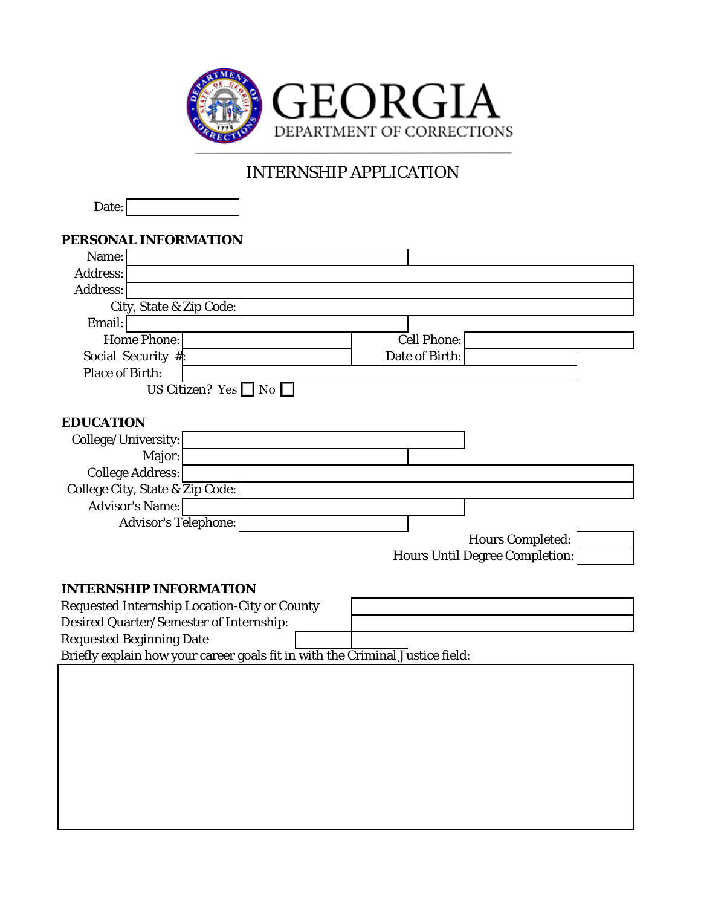GEORGIA
DEPARTMENT OF CORRECTIONS

# INTERNSHIP APPLICATION

Date: \_\_\_\_\_\_\_\_\_\_

## PERSONAL INFORMATION

Name: \_\_\_\_\_\_\_\_\_\_

Address: \_\_\_\_\_\_\_\_\_\_

Address: \_\_\_\_\_\_\_\_\_\_

City, State & Zip Code: \_\_\_\_\_\_\_\_\_\_

Email: \_\_\_\_\_\_\_\_\_\_

Home Phone: \_\_\_\_\_\_\_\_\_\_ Cell Phone: \_\_\_\_\_\_\_\_\_\_

Social Security #: \_\_\_\_\_\_\_\_\_\_ Date of Birth: \_\_\_\_\_\_\_\_\_\_

Place of Birth: \_\_\_\_\_\_\_\_\_\_

US Citizen? Yes ☐ No ☐

## EDUCATION

College/University: \_\_\_\_\_\_\_\_\_\_

Major: \_\_\_\_\_\_\_\_\_\_

College Address: \_\_\_\_\_\_\_\_\_\_

College City, State & Zip Code: \_\_\_\_\_\_\_\_\_\_

Advisor's Name: \_\_\_\_\_\_\_\_\_\_

Advisor's Telephone: \_\_\_\_\_\_\_\_\_\_

Hours Completed: \_\_\_\_\_\_\_\_\_\_

Hours Until Degree Completion: \_\_\_\_\_\_\_\_\_\_

## INTERNSHIP INFORMATION

Requested Internship Location-City or County \_\_\_\_\_\_\_\_\_\_

Desired Quarter/Semester of Internship: \_\_\_\_\_\_\_\_\_\_

Requested Beginning Date \_\_\_\_\_\_\_\_\_\_

Briefly explain how your career goals fit in with the Criminal Justice field: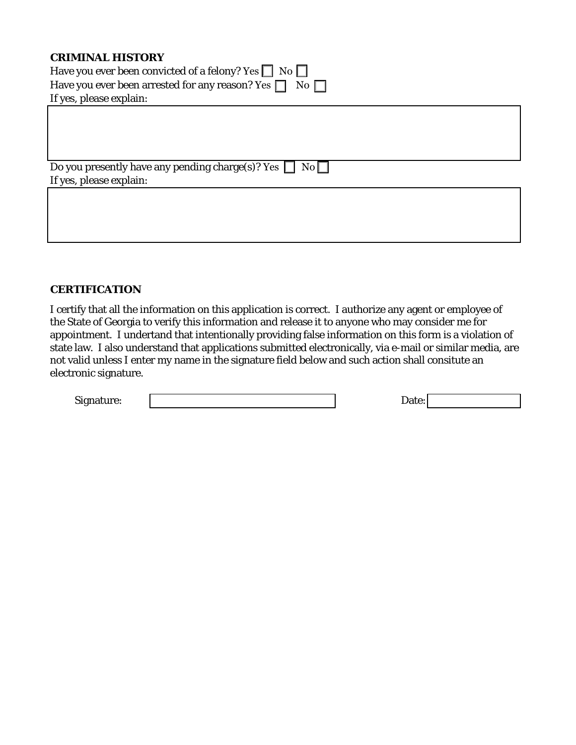**CRIMINAL HISTORY**

Have you ever been convicted of a felony? Yes ☐ No ☐

Have you ever been arrested for any reason? Yes ☐ No ☐

If yes, please explain:

Do you presently have any pending charge(s)? Yes ☐ No ☐

If yes, please explain:

**CERTIFICATION**

I certify that all the information on this application is correct. I authorize any agent or employee of the State of Georgia to verify this information and release it to anyone who may consider me for appointment. I undertand that intentionally providing false information on this form is a violation of state law. I also understand that applications submitted electronically, via e-mail or similar media, are not valid unless I enter my name in the signature field below and such action shall consitute an electronic signature.

Signature: ____________________ Date: ____________